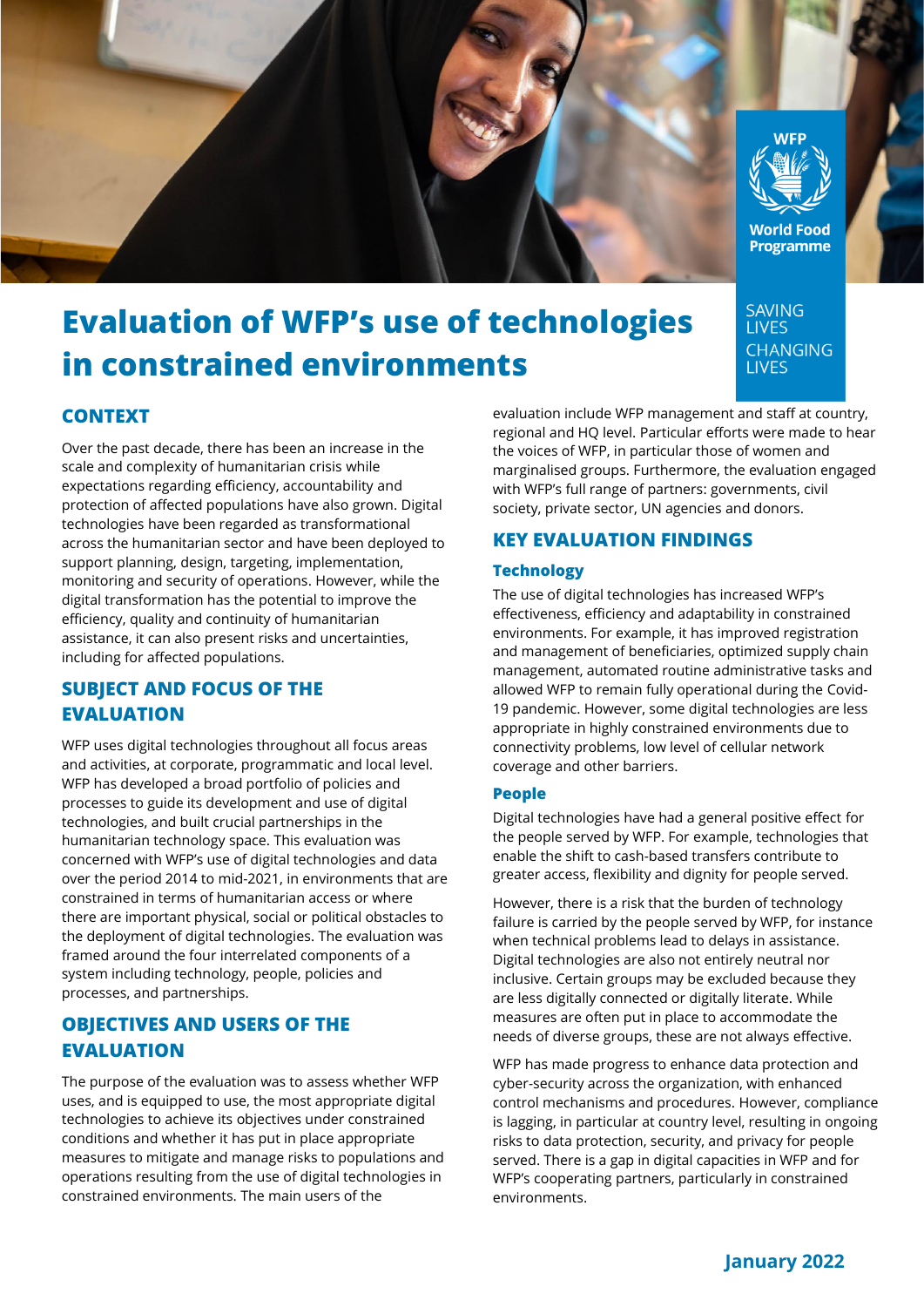# Evaluation of WFP's use of technologies in constrained environments

## CONTEXT

Over the past decade, there has been an increase in the scale and complexity of humanitarian crisis while expectations regarding efficiency, accountability and protection of affected populations have also grown. Digital technologies have been regarded as transformational across the humanitarian sector and have been deployed to support planning, design, targeting, implementation, monitoring and security of operations. However, while the digital transformation has the potential to improve the efficiency, quality and continuity of humanitarian assistance, it can also present risks and uncertainties, including for affected populations.

## SUBJECT AND FOCUS OF THE EVALUATION

WFP uses digital technologies throughout all focus areas and activities, at corporate, programmatic and local level. WFP has developed a broad portfolio of policies and processes to guide its development and use of digital technologies, and built crucial partnerships in the humanitarian technology space. This evaluation was concerned with WFP's use of digital technologies and data over the period 2014 to mid-2021, in environments that are constrained in terms of humanitarian access or where there are important physical, social or political obstacles to the deployment of digital technologies. The evaluation was framed around the four interrelated components of a system including technology, people, policies and processes, and partnerships.

## OBJECTIVES AND USERS OF THE EVALUATION

The purpose of the evaluation was to assess whether WFP uses, and is equipped to use, the most appropriate digital technologies to achieve its objectives under constrained conditions and whether it has put in place appropriate measures to mitigate and manage risks to populations and operations resulting from the use of digital technologies in constrained environments. The main users of the evaluation include WFP management and staff at country, regional and HQ level. Particular efforts were made to hear the voices of WFP, in particular those of women and marginalised groups. Furthermore, the evaluation engaged with WFP's full range of partners: governments, civil society, private sector, UN agencies and donors.

## KEY EVALUATION FINDINGS

### Technology

The use of digital technologies has increased WFP's effectiveness, efficiency and adaptability in constrained environments. For example, it has improved registration and management of beneficiaries, optimized supply chain management, automated routine administrative tasks and allowed WFP to remain fully operational during the Covid-19 pandemic. However, some digital technologies are less appropriate in highly constrained environments due to connectivity problems, low level of cellular network coverage and other barriers.

### People

Digital technologies have had a general positive effect for the people served by WFP. For example, technologies that enable the shift to cash-based transfers contribute to greater access, flexibility and dignity for people served.

However, there is a risk that the burden of technology failure is carried by the people served by WFP, for instance when technical problems lead to delays in assistance. Digital technologies are also not entirely neutral nor inclusive. Certain groups may be excluded because they are less digitally connected or digitally literate. While measures are often put in place to accommodate the needs of diverse groups, these are not always effective.

WFP has made progress to enhance data protection and cyber-security across the organization, with enhanced control mechanisms and procedures. However, compliance is lagging, in particular at country level, resulting in ongoing risks to data protection, security, and privacy for people served. There is a gap in digital capacities in WFP and for WFP's cooperating partners, particularly in constrained environments.

January 2022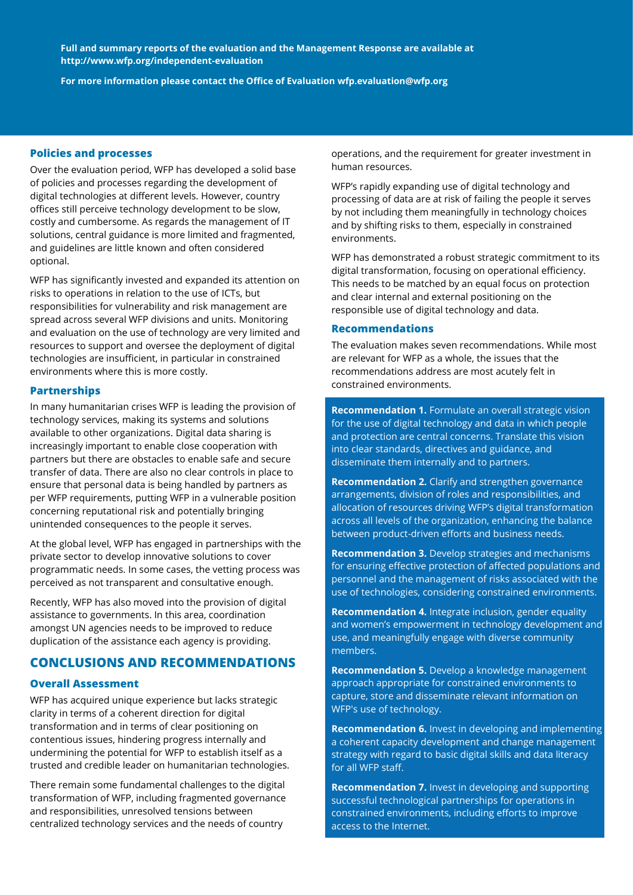**Full and summary reports of the evaluation and the Management Response are available at http://www.wfp.org/independent-evaluation**

**For more information please contact the Office of Evaluation wfp.evaluation@wfp.org**

### Policies and processes

Over the evaluation period, WFP has developed a solid base of policies and processes regarding the development of digital technologies at different levels. However, country offices still perceive technology development to be slow, costly and cumbersome. As regards the management of IT solutions, central guidance is more limited and fragmented, and guidelines are little known and often considered optional.

WFP has significantly invested and expanded its attention on risks to operations in relation to the use of ICTs, but responsibilities for vulnerability and risk management are spread across several WFP divisions and units. Monitoring and evaluation on the use of technology are very limited and resources to support and oversee the deployment of digital technologies are insufficient, in particular in constrained environments where this is more costly.

### Partnerships

In many humanitarian crises WFP is leading the provision of technology services, making its systems and solutions available to other organizations. Digital data sharing is increasingly important to enable close cooperation with partners but there are obstacles to enable safe and secure transfer of data. There are also no clear controls in place to ensure that personal data is being handled by partners as per WFP requirements, putting WFP in a vulnerable position concerning reputational risk and potentially bringing unintended consequences to the people it serves.

At the global level, WFP has engaged in partnerships with the private sector to develop innovative solutions to cover programmatic needs. In some cases, the vetting process was perceived as not transparent and consultative enough.

Recently, WFP has also moved into the provision of digital assistance to governments. In this area, coordination amongst UN agencies needs to be improved to reduce duplication of the assistance each agency is providing.

## CONCLUSIONS AND RECOMMENDATIONS

### Overall Assessment

WFP has acquired unique experience but lacks strategic clarity in terms of a coherent direction for digital transformation and in terms of clear positioning on contentious issues, hindering progress internally and undermining the potential for WFP to establish itself as a trusted and credible leader on humanitarian technologies.

There remain some fundamental challenges to the digital transformation of WFP, including fragmented governance and responsibilities, unresolved tensions between centralized technology services and the needs of country operations, and the requirement for greater investment in human resources.

WFP's rapidly expanding use of digital technology and processing of data are at risk of failing the people it serves by not including them meaningfully in technology choices and by shifting risks to them, especially in constrained environments.

WFP has demonstrated a robust strategic commitment to its digital transformation, focusing on operational efficiency. This needs to be matched by an equal focus on protection and clear internal and external positioning on the responsible use of digital technology and data.

### Recommendations

The evaluation makes seven recommendations. While most are relevant for WFP as a whole, the issues that the recommendations address are most acutely felt in constrained environments.

**Recommendation 1.** Formulate an overall strategic vision for the use of digital technology and data in which people and protection are central concerns. Translate this vision into clear standards, directives and guidance, and disseminate them internally and to partners.

**Recommendation 2.** Clarify and strengthen governance arrangements, division of roles and responsibilities, and allocation of resources driving WFP's digital transformation across all levels of the organization, enhancing the balance between product-driven efforts and business needs.

**Recommendation 3.** Develop strategies and mechanisms for ensuring effective protection of affected populations and personnel and the management of risks associated with the use of technologies, considering constrained environments.

**Recommendation 4.** Integrate inclusion, gender equality and women's empowerment in technology development and use, and meaningfully engage with diverse community members.

**Recommendation 5.** Develop a knowledge management approach appropriate for constrained environments to capture, store and disseminate relevant information on WFP's use of technology.

**Recommendation 6.** Invest in developing and implementing a coherent capacity development and change management strategy with regard to basic digital skills and data literacy for all WFP staff.

**Recommendation 7.** Invest in developing and supporting successful technological partnerships for operations in constrained environments, including efforts to improve access to the Internet.